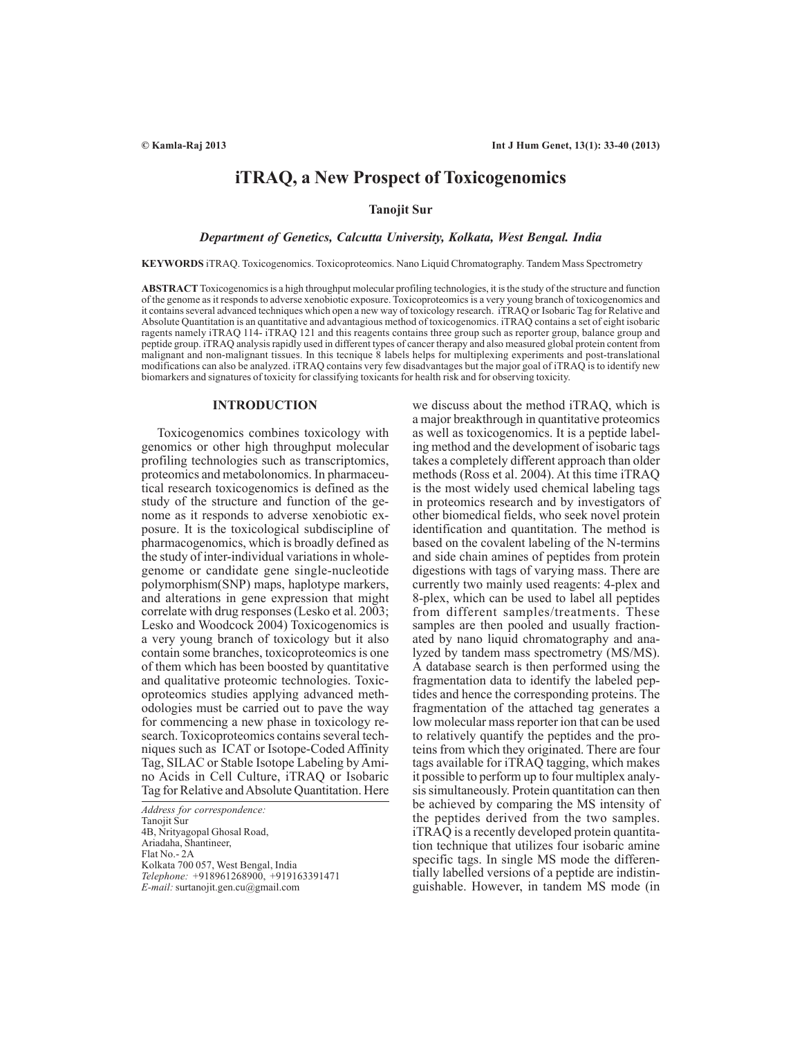# iTRAQ, a New Prospect of Toxicogenomics

**Tanojit Sur**

***Department of Genetics, Calcutta University, Kolkata, West Bengal. India***

**KEYWORDS** iTRAQ. Toxicogenomics. Toxicoproteomics. Nano Liquid Chromatography. Tandem Mass Spectrometry

**ABSTRACT** Toxicogenomics is a high throughput molecular profiling technologies, it is the study of the structure and function of the genome as it responds to adverse xenobiotic exposure. Toxicoproteomics is a very young branch of toxicogenomics and it contains several advanced techniques which open a new way of toxicology research. iTRAQ or Isobaric Tag for Relative and Absolute Quantitation is an quantitative and advantagious method of toxicogenomics. iTRAQ contains a set of eight isobaric ragents namely iTRAQ 114- iTRAQ 121 and this reagents contains three group such as reporter group, balance group and peptide group. iTRAQ analysis rapidly used in different types of cancer therapy and also measured global protein content from malignant and non-malignant tissues. In this tecnique 8 labels helps for multiplexing experiments and post-translational modifications can also be analyzed. iTRAQ contains very few disadvantages but the major goal of iTRAQ is to identify new biomarkers and signatures of toxicity for classifying toxicants for health risk and for observing toxicity.

## INTRODUCTION

Toxicogenomics combines toxicology with genomics or other high throughput molecular profiling technologies such as transcriptomics, proteomics and metabolonomics. In pharmaceutical research toxicogenomics is defined as the study of the structure and function of the genome as it responds to adverse xenobiotic exposure. It is the toxicological subdiscipline of pharmacogenomics, which is broadly defined as the study of inter-individual variations in whole-genome or candidate gene single-nucleotide polymorphism(SNP) maps, haplotype markers, and alterations in gene expression that might correlate with drug responses (Lesko et al. 2003; Lesko and Woodcock 2004) Toxicogenomics is a very young branch of toxicology but it also contain some branches, toxicoproteomics is one of them which has been boosted by quantitative and qualitative proteomic technologies. Toxicoproteomics studies applying advanced methodologies must be carried out to pave the way for commencing a new phase in toxicology research. Toxicoproteomics contains several techniques such as ICAT or Isotope-Coded Affinity Tag, SILAC or Stable Isotope Labeling by Amino Acids in Cell Culture, iTRAQ or Isobaric Tag for Relative and Absolute Quantitation. Here we discuss about the method iTRAQ, which is a major breakthrough in quantitative proteomics as well as toxicogenomics. It is a peptide labeling method and the development of isobaric tags takes a completely different approach than older methods (Ross et al. 2004). At this time iTRAQ is the most widely used chemical labeling tags in proteomics research and by investigators of other biomedical fields, who seek novel protein identification and quantitation. The method is based on the covalent labeling of the N-termins and side chain amines of peptides from protein digestions with tags of varying mass. There are currently two mainly used reagents: 4-plex and 8-plex, which can be used to label all peptides from different samples/treatments. These samples are then pooled and usually fractionated by nano liquid chromatography and analyzed by tandem mass spectrometry (MS/MS). A database search is then performed using the fragmentation data to identify the labeled peptides and hence the corresponding proteins. The fragmentation of the attached tag generates a low molecular mass reporter ion that can be used to relatively quantify the peptides and the proteins from which they originated. There are four tags available for iTRAQ tagging, which makes it possible to perform up to four multiplex analysis simultaneously. Protein quantitation can then be achieved by comparing the MS intensity of the peptides derived from the two samples. iTRAQ is a recently developed protein quantitation technique that utilizes four isobaric amine specific tags. In single MS mode the differentially labelled versions of a peptide are indistinguishable. However, in tandem MS mode (in

*Address for correspondence:*
Tanojit Sur
4B, Nrityagopal Ghosal Road,
Ariadaha, Shantineer,
Flat No.- 2A
Kolkata 700 057, West Bengal, India
*Telephone:* +918961268900, +919163391471
*E-mail:* surtanojit.gen.cu@gmail.com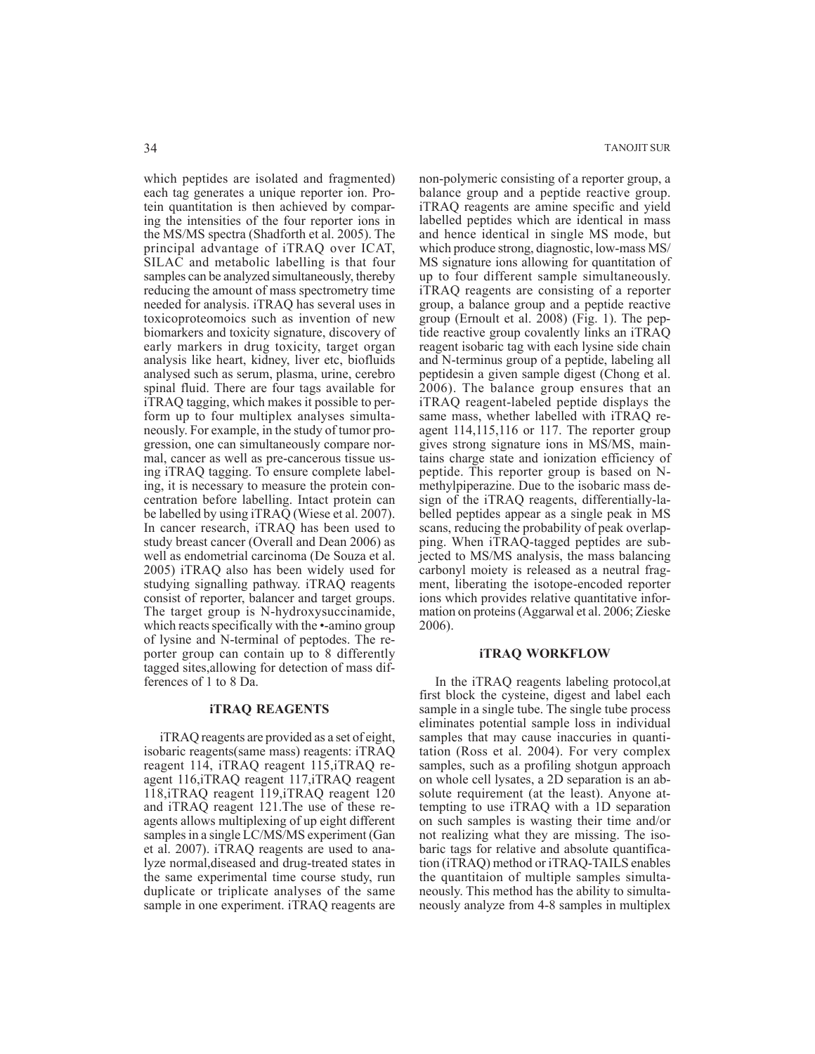which peptides are isolated and fragmented) each tag generates a unique reporter ion. Protein quantitation is then achieved by comparing the intensities of the four reporter ions in the MS/MS spectra (Shadforth et al. 2005). The principal advantage of iTRAQ over ICAT, SILAC and metabolic labelling is that four samples can be analyzed simultaneously, thereby reducing the amount of mass spectrometry time needed for analysis. iTRAQ has several uses in toxicoproteomoics such as invention of new biomarkers and toxicity signature, discovery of early markers in drug toxicity, target organ analysis like heart, kidney, liver etc, biofluids analysed such as serum, plasma, urine, cerebro spinal fluid. There are four tags available for iTRAQ tagging, which makes it possible to perform up to four multiplex analyses simultaneously. For example, in the study of tumor progression, one can simultaneously compare normal, cancer as well as pre-cancerous tissue using iTRAQ tagging. To ensure complete labeling, it is necessary to measure the protein concentration before labelling. Intact protein can be labelled by using iTRAQ (Wiese et al. 2007). In cancer research, iTRAQ has been used to study breast cancer (Overall and Dean 2006) as well as endometrial carcinoma (De Souza et al. 2005) iTRAQ also has been widely used for studying signalling pathway. iTRAQ reagents consist of reporter, balancer and target groups. The target group is N-hydroxysuccinamide, which reacts specifically with the •-amino group of lysine and N-terminal of peptodes. The reporter group can contain up to 8 differently tagged sites,allowing for detection of mass differences of 1 to 8 Da.

## iTRAQ REAGENTS

iTRAQ reagents are provided as a set of eight, isobaric reagents(same mass) reagents: iTRAQ reagent 114, iTRAQ reagent 115,iTRAQ reagent 116,iTRAQ reagent 117,iTRAQ reagent 118,iTRAQ reagent 119,iTRAQ reagent 120 and iTRAQ reagent 121.The use of these reagents allows multiplexing of up eight different samples in a single LC/MS/MS experiment (Gan et al. 2007). iTRAQ reagents are used to analyze normal,diseased and drug-treated states in the same experimental time course study, run duplicate or triplicate analyses of the same sample in one experiment. iTRAQ reagents are non-polymeric consisting of a reporter group, a balance group and a peptide reactive group. iTRAQ reagents are amine specific and yield labelled peptides which are identical in mass and hence identical in single MS mode, but which produce strong, diagnostic, low-mass MS/MS signature ions allowing for quantitation of up to four different sample simultaneously. iTRAQ reagents are consisting of a reporter group, a balance group and a peptide reactive group (Ernoult et al. 2008) (Fig. 1). The peptide reactive group covalently links an iTRAQ reagent isobaric tag with each lysine side chain and N-terminus group of a peptide, labeling all peptidesin a given sample digest (Chong et al. 2006). The balance group ensures that an iTRAQ reagent-labeled peptide displays the same mass, whether labelled with iTRAQ reagent 114,115,116 or 117. The reporter group gives strong signature ions in MS/MS, maintains charge state and ionization efficiency of peptide. This reporter group is based on N-methylpiperazine. Due to the isobaric mass design of the iTRAQ reagents, differentially-labelled peptides appear as a single peak in MS scans, reducing the probability of peak overlapping. When iTRAQ-tagged peptides are subjected to MS/MS analysis, the mass balancing carbonyl moiety is released as a neutral fragment, liberating the isotope-encoded reporter ions which provides relative quantitative information on proteins (Aggarwal et al. 2006; Zieske 2006).

## iTRAQ WORKFLOW

In the iTRAQ reagents labeling protocol,at first block the cysteine, digest and label each sample in a single tube. The single tube process eliminates potential sample loss in individual samples that may cause inaccuries in quantitation (Ross et al. 2004). For very complex samples, such as a profiling shotgun approach on whole cell lysates, a 2D separation is an absolute requirement (at the least). Anyone attempting to use iTRAQ with a 1D separation on such samples is wasting their time and/or not realizing what they are missing. The isobaric tags for relative and absolute quantification (iTRAQ) method or iTRAQ-TAILS enables the quantitaion of multiple samples simultaneously. This method has the ability to simultaneously analyze from 4-8 samples in multiplex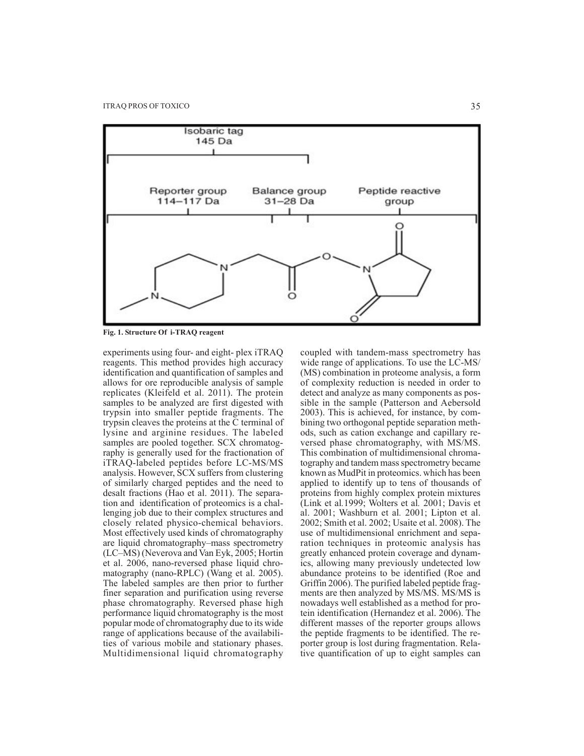Fig. 1. Structure Of i-TRAQ reagent

experiments using four- and eight- plex iTRAQ reagents. This method provides high accuracy identification and quantification of samples and allows for ore reproducible analysis of sample replicates (Kleifeld et al. 2011). The protein samples to be analyzed are first digested with trypsin into smaller peptide fragments. The trypsin cleaves the proteins at the C terminal of lysine and arginine residues. The labeled samples are pooled together. SCX chromatography is generally used for the fractionation of iTRAQ-labeled peptides before LC-MS/MS analysis. However, SCX suffers from clustering of similarly charged peptides and the need to desalt fractions (Hao et al. 2011). The separation and identification of proteomics is a challenging job due to their complex structures and closely related physico-chemical behaviors. Most effectively used kinds of chromatography are liquid chromatography–mass spectrometry (LC–MS) (Neverova and Van Eyk, 2005; Hortin et al. 2006, nano-reversed phase liquid chromatography (nano-RPLC) (Wang et al. 2005). The labeled samples are then prior to further finer separation and purification using reverse phase chromatography. Reversed phase high performance liquid chromatography is the most popular mode of chromatography due to its wide range of applications because of the availabilities of various mobile and stationary phases. Multidimensional liquid chromatography coupled with tandem-mass spectrometry has wide range of applications. To use the LC-MS/(MS) combination in proteome analysis, a form of complexity reduction is needed in order to detect and analyze as many components as possible in the sample (Patterson and Aebersold 2003). This is achieved, for instance, by combining two orthogonal peptide separation methods, such as cation exchange and capillary reversed phase chromatography, with MS/MS. This combination of multidimensional chromatography and tandem mass spectrometry became known as MudPit in proteomics. which has been applied to identify up to tens of thousands of proteins from highly complex protein mixtures (Link et al.1999; Wolters et al. 2001; Davis et al. 2001; Washburn et al. 2001; Lipton et al. 2002; Smith et al. 2002; Usaite et al. 2008). The use of multidimensional enrichment and separation techniques in proteomic analysis has greatly enhanced protein coverage and dynamics, allowing many previously undetected low abundance proteins to be identified (Roe and Griffin 2006). The purified labeled peptide fragments are then analyzed by MS/MS. MS/MS is nowadays well established as a method for protein identification (Hernandez et al. 2006). The different masses of the reporter groups allows the peptide fragments to be identified. The reporter group is lost during fragmentation. Relative quantification of up to eight samples can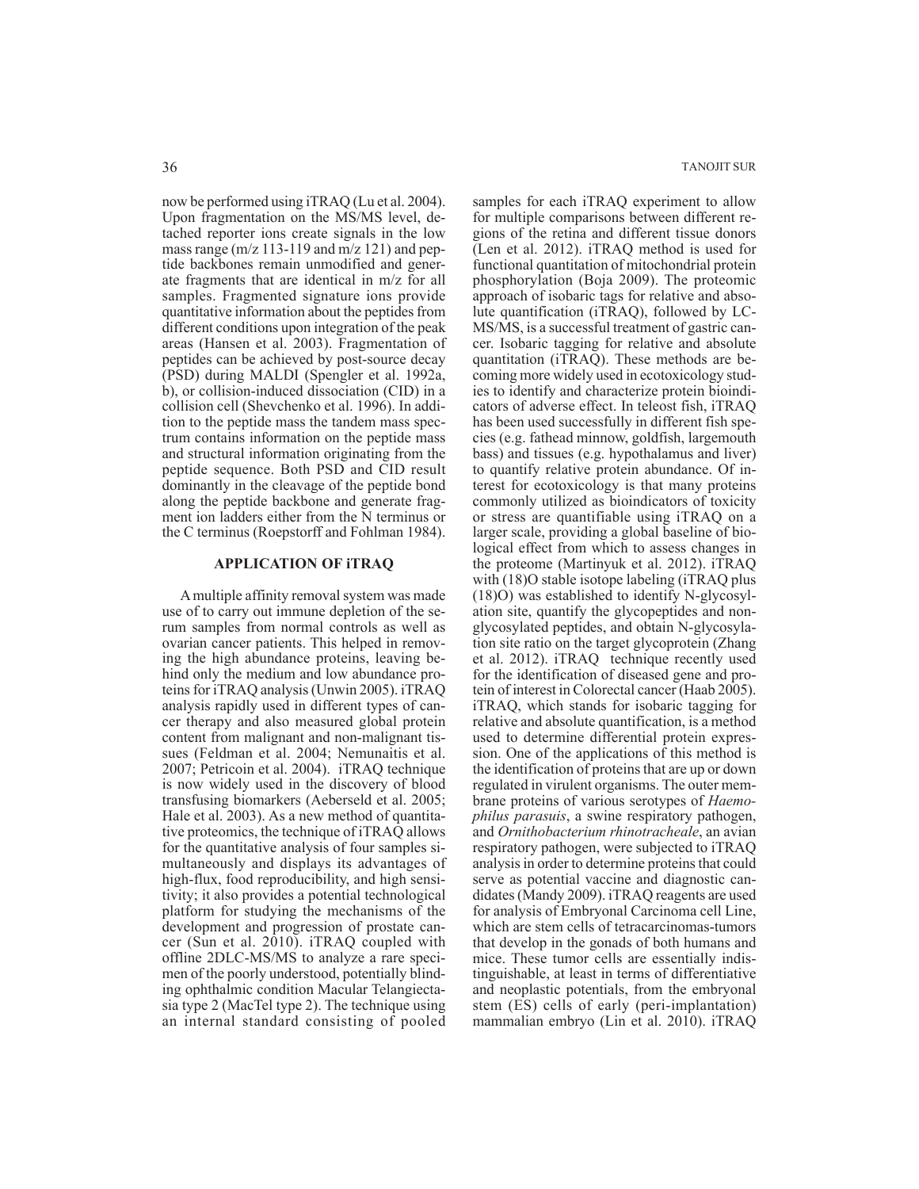now be performed using iTRAQ (Lu et al. 2004). Upon fragmentation on the MS/MS level, detached reporter ions create signals in the low mass range (m/z 113-119 and m/z 121) and peptide backbones remain unmodified and generate fragments that are identical in m/z for all samples. Fragmented signature ions provide quantitative information about the peptides from different conditions upon integration of the peak areas (Hansen et al. 2003). Fragmentation of peptides can be achieved by post-source decay (PSD) during MALDI (Spengler et al. 1992a, b), or collision-induced dissociation (CID) in a collision cell (Shevchenko et al. 1996). In addition to the peptide mass the tandem mass spectrum contains information on the peptide mass and structural information originating from the peptide sequence. Both PSD and CID result dominantly in the cleavage of the peptide bond along the peptide backbone and generate fragment ion ladders either from the N terminus or the C terminus (Roepstorff and Fohlman 1984).

## APPLICATION OF iTRAQ

A multiple affinity removal system was made use of to carry out immune depletion of the serum samples from normal controls as well as ovarian cancer patients. This helped in removing the high abundance proteins, leaving behind only the medium and low abundance proteins for iTRAQ analysis (Unwin 2005). iTRAQ analysis rapidly used in different types of cancer therapy and also measured global protein content from malignant and non-malignant tissues (Feldman et al. 2004; Nemunaitis et al. 2007; Petricoin et al. 2004). iTRAQ technique is now widely used in the discovery of blood transfusing biomarkers (Aeberseld et al. 2005; Hale et al. 2003). As a new method of quantitative proteomics, the technique of iTRAQ allows for the quantitative analysis of four samples simultaneously and displays its advantages of high-flux, food reproducibility, and high sensitivity; it also provides a potential technological platform for studying the mechanisms of the development and progression of prostate cancer (Sun et al. 2010). iTRAQ coupled with offline 2DLC-MS/MS to analyze a rare specimen of the poorly understood, potentially blinding ophthalmic condition Macular Telangiectasia type 2 (MacTel type 2). The technique using an internal standard consisting of pooled samples for each iTRAQ experiment to allow for multiple comparisons between different regions of the retina and different tissue donors (Len et al. 2012). iTRAQ method is used for functional quantitation of mitochondrial protein phosphorylation (Boja 2009). The proteomic approach of isobaric tags for relative and absolute quantification (iTRAQ), followed by LC-MS/MS, is a successful treatment of gastric cancer. Isobaric tagging for relative and absolute quantitation (iTRAQ). These methods are becoming more widely used in ecotoxicology studies to identify and characterize protein bioindicators of adverse effect. In teleost fish, iTRAQ has been used successfully in different fish species (e.g. fathead minnow, goldfish, largemouth bass) and tissues (e.g. hypothalamus and liver) to quantify relative protein abundance. Of interest for ecotoxicology is that many proteins commonly utilized as bioindicators of toxicity or stress are quantifiable using iTRAQ on a larger scale, providing a global baseline of biological effect from which to assess changes in the proteome (Martinyuk et al. 2012). iTRAQ with (18)O stable isotope labeling (iTRAQ plus (18)O) was established to identify N-glycosylation site, quantify the glycopeptides and non-glycosylated peptides, and obtain N-glycosylation site ratio on the target glycoprotein (Zhang et al. 2012). iTRAQ technique recently used for the identification of diseased gene and protein of interest in Colorectal cancer (Haab 2005). iTRAQ, which stands for isobaric tagging for relative and absolute quantification, is a method used to determine differential protein expression. One of the applications of this method is the identification of proteins that are up or down regulated in virulent organisms. The outer membrane proteins of various serotypes of *Haemophilus parasuis*, a swine respiratory pathogen, and *Ornithobacterium rhinotracheale*, an avian respiratory pathogen, were subjected to iTRAQ analysis in order to determine proteins that could serve as potential vaccine and diagnostic candidates (Mandy 2009). iTRAQ reagents are used for analysis of Embryonal Carcinoma cell Line, which are stem cells of tetracarcinomas-tumors that develop in the gonads of both humans and mice. These tumor cells are essentially indistinguishable, at least in terms of differentiative and neoplastic potentials, from the embryonal stem (ES) cells of early (peri-implantation) mammalian embryo (Lin et al. 2010). iTRAQ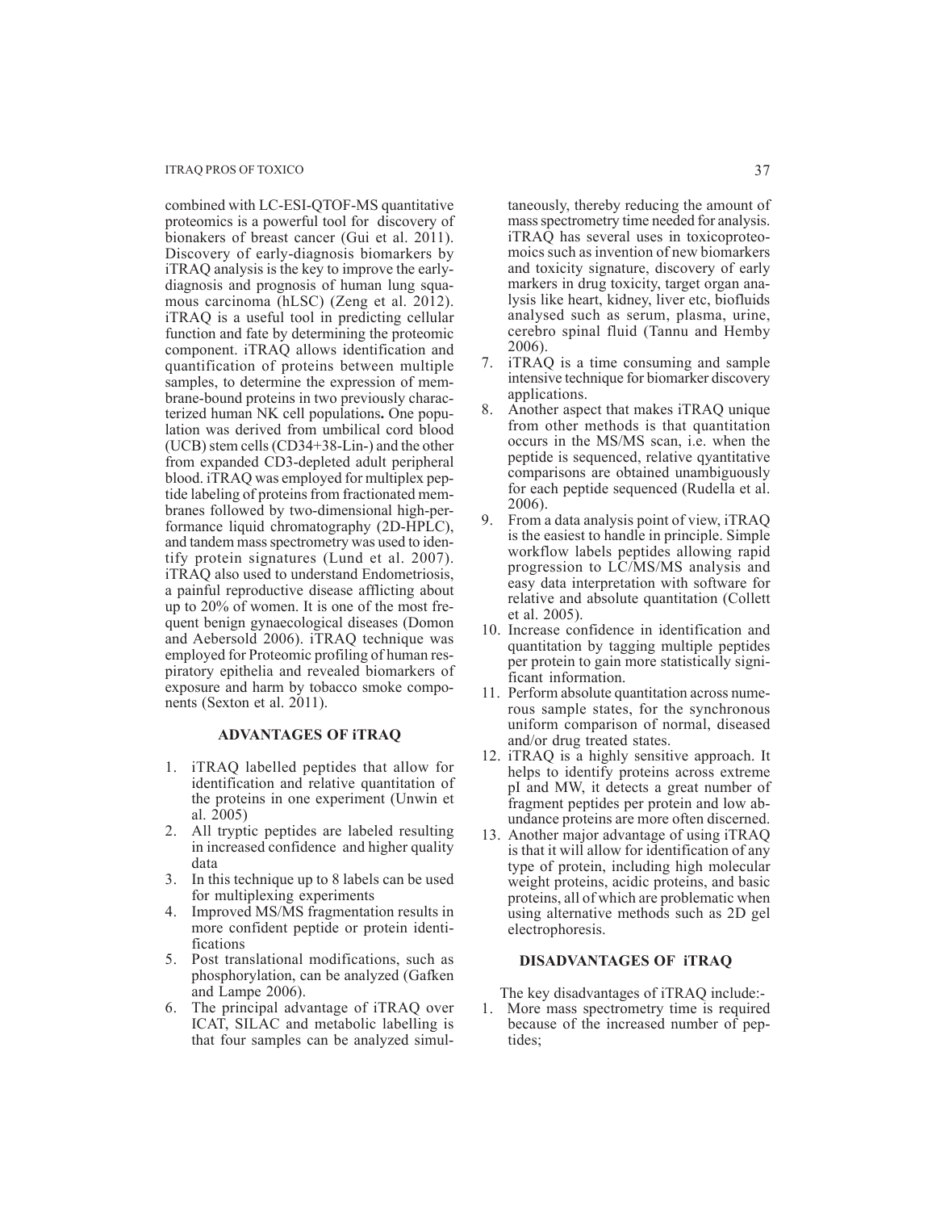combined with LC-ESI-QTOF-MS quantitative proteomics is a powerful tool for discovery of bionakers of breast cancer (Gui et al. 2011). Discovery of early-diagnosis biomarkers by iTRAQ analysis is the key to improve the early-diagnosis and prognosis of human lung squamous carcinoma (hLSC) (Zeng et al. 2012). iTRAQ is a useful tool in predicting cellular function and fate by determining the proteomic component. iTRAQ allows identification and quantification of proteins between multiple samples, to determine the expression of membrane-bound proteins in two previously characterized human NK cell populations**.** One population was derived from umbilical cord blood (UCB) stem cells (CD34+38-Lin-) and the other from expanded CD3-depleted adult peripheral blood. iTRAQ was employed for multiplex peptide labeling of proteins from fractionated membranes followed by two-dimensional high-performance liquid chromatography (2D-HPLC), and tandem mass spectrometry was used to identify protein signatures (Lund et al. 2007). iTRAQ also used to understand Endometriosis, a painful reproductive disease afflicting about up to 20% of women. It is one of the most frequent benign gynaecological diseases (Domon and Aebersold 2006). iTRAQ technique was employed for Proteomic profiling of human respiratory epithelia and revealed biomarkers of exposure and harm by tobacco smoke components (Sexton et al. 2011).

## ADVANTAGES OF iTRAQ

1. iTRAQ labelled peptides that allow for identification and relative quantitation of the proteins in one experiment (Unwin et al. 2005)
2. All tryptic peptides are labeled resulting in increased confidence and higher quality data
3. In this technique up to 8 labels can be used for multiplexing experiments
4. Improved MS/MS fragmentation results in more confident peptide or protein identifications
5. Post translational modifications, such as phosphorylation, can be analyzed (Gafken and Lampe 2006).
6. The principal advantage of iTRAQ over ICAT, SILAC and metabolic labelling is that four samples can be analyzed simultaneously, thereby reducing the amount of mass spectrometry time needed for analysis. iTRAQ has several uses in toxicoproteomoics such as invention of new biomarkers and toxicity signature, discovery of early markers in drug toxicity, target organ analysis like heart, kidney, liver etc, biofluids analysed such as serum, plasma, urine, cerebro spinal fluid (Tannu and Hemby 2006).
7. iTRAQ is a time consuming and sample intensive technique for biomarker discovery applications.
8. Another aspect that makes iTRAQ unique from other methods is that quantitation occurs in the MS/MS scan, i.e. when the peptide is sequenced, relative qyantitative comparisons are obtained unambiguously for each peptide sequenced (Rudella et al. 2006).
9. From a data analysis point of view, iTRAQ is the easiest to handle in principle. Simple workflow labels peptides allowing rapid progression to LC/MS/MS analysis and easy data interpretation with software for relative and absolute quantitation (Collett et al. 2005).
10. Increase confidence in identification and quantitation by tagging multiple peptides per protein to gain more statistically significant information.
11. Perform absolute quantitation across numerous sample states, for the synchronous uniform comparison of normal, diseased and/or drug treated states.
12. iTRAQ is a highly sensitive approach. It helps to identify proteins across extreme pI and MW, it detects a great number of fragment peptides per protein and low abundance proteins are more often discerned.
13. Another major advantage of using iTRAQ is that it will allow for identification of any type of protein, including high molecular weight proteins, acidic proteins, and basic proteins, all of which are problematic when using alternative methods such as 2D gel electrophoresis.

## DISADVANTAGES OF iTRAQ

The key disadvantages of iTRAQ include:-

1. More mass spectrometry time is required because of the increased number of peptides;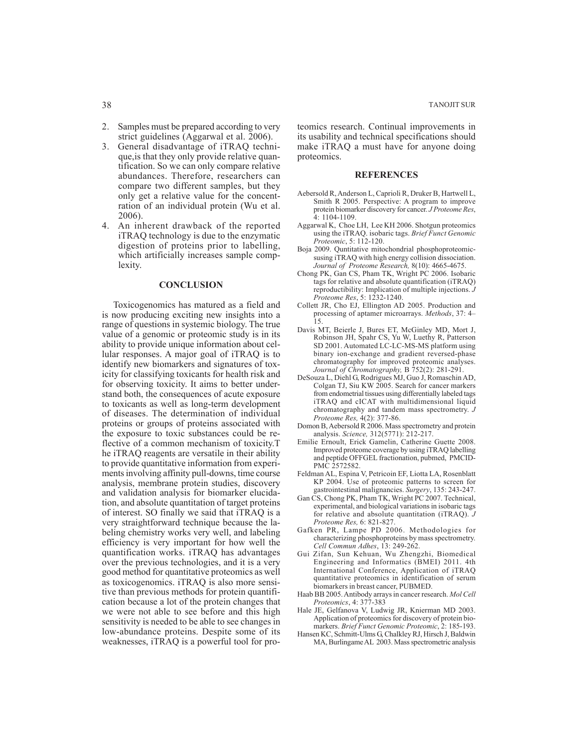2. Samples must be prepared according to very strict guidelines (Aggarwal et al. 2006).
3. General disadvantage of iTRAQ technique,is that they only provide relative quantification. So we can only compare relative abundances. Therefore, researchers can compare two different samples, but they only get a relative value for the concentration of an individual protein (Wu et al. 2006).
4. An inherent drawback of the reported iTRAQ technology is due to the enzymatic digestion of proteins prior to labelling, which artificially increases sample complexity.

## CONCLUSION

Toxicogenomics has matured as a field and is now producing exciting new insights into a range of questions in systemic biology. The true value of a genomic or proteomic study is in its ability to provide unique information about cellular responses. A major goal of iTRAQ is to identify new biomarkers and signatures of toxicity for classifying toxicants for health risk and for observing toxicity. It aims to better understand both, the consequences of acute exposure to toxicants as well as long-term development of diseases. The determination of individual proteins or groups of proteins associated with the exposure to toxic substances could be reflective of a common mechanism of toxicity.T he iTRAQ reagents are versatile in their ability to provide quantitative information from experiments involving affinity pull-downs, time course analysis, membrane protein studies, discovery and validation analysis for biomarker elucidation, and absolute quantitation of target proteins of interest. SO finally we said that iTRAQ is a very straightforward technique because the labeling chemistry works very well, and labeling efficiency is very important for how well the quantification works. iTRAQ has advantages over the previous technologies, and it is a very good method for quantitative proteomics as well as toxicogenomics. iTRAQ is also more sensitive than previous methods for protein quantification because a lot of the protein changes that we were not able to see before and this high sensitivity is needed to be able to see changes in low-abundance proteins. Despite some of its weaknesses, iTRAQ is a powerful tool for proteomics research. Continual improvements in its usability and technical specifications should make iTRAQ a must have for anyone doing proteomics.

## REFERENCES

Aebersold R, Anderson L, Caprioli R, Druker B, Hartwell L, Smith R 2005. Perspective: A program to improve protein biomarker discovery for cancer. *J Proteome Res*, 4: 1104-1109.

Aggarwal K, Choe LH, Lee KH 2006. Shotgun proteomics using the iTRAQ. isobaric tags. *Brief Funct Genomic Proteomic*, 5: 112-120.

Boja 2009. Quntitative mitochondrial phosphoproteomicsusing iTRAQ with high energy collision dissociation. *Journal of Proteome Research,* 8(10): 4665-4675.

Chong PK, Gan CS, Pham TK, Wright PC 2006. Isobaric tags for relative and absolute quantification (iTRAQ) reproductibility: Implication of multiple injections. *J Proteome Res*, 5: 1232-1240.

Collett JR, Cho EJ, Ellington AD 2005. Production and processing of aptamer microarrays. *Methods*, 37: 4–15.

Davis MT, Beierle J, Bures ET, McGinley MD, Mort J, Robinson JH, Spahr CS, Yu W, Luethy R, Patterson SD 2001. Automated LC-LC-MS-MS platform using binary ion-exchange and gradient reversed-phase chromatography for improved proteomic analyses. *Journal of Chromatography,* B 752(2): 281-291.

DeSouza L, Diehl G, Rodrigues MJ, Guo J, Romaschin AD, Colgan TJ, Siu KW 2005. Search for cancer markers from endometrial tissues using differentially labeled tags iTRAQ and cICAT with multidimensional liquid chromatography and tandem mass spectrometry. *J Proteome Res,* 4(2): 377-86.

Domon B, Aebersold R 2006. Mass spectrometry and protein analysis. *Science,* 312(5771): 212-217.

Emilie Ernoult, Erick Gamelin, Catherine Guette 2008. Improved proteome coverage by using iTRAQ labelling and peptide OFFGEL fractionation, pubmed, PMCID-PMC 2572582.

Feldman AL, Espina V, Petricoin EF, Liotta LA, Rosenblatt KP 2004. Use of proteomic patterns to screen for gastrointestinal malignancies. *Surgery*, 135: 243-247.

Gan CS, Chong PK, Pham TK, Wright PC 2007. Technical, experimental, and biological variations in isobaric tags for relative and absolute quantitation (iTRAQ). *J Proteome Res,* 6: 821-827.

Gafken PR, Lampe PD 2006. Methodologies for characterizing phosphoproteins by mass spectrometry. *Cell Commun Adhes*, 13: 249-262.

Gui Zifan, Sun Kehuan, Wu Zhengzhi, Biomedical Engineering and Informatics (BMEI) 2011. 4th International Conference, Application of iTRAQ quantitative proteomics in identification of serum biomarkers in breast cancer, PUBMED.

Haab BB 2005. Antibody arrays in cancer research. *Mol Cell Proteomics*, 4: 377-383

Hale JE, Gelfanova V, Ludwig JR, Knierman MD 2003. Application of proteomics for discovery of protein biomarkers. *Brief Funct Genomic Proteomic*, 2: 185-193.

Hansen KC, Schmitt-Ulms G, Chalkley RJ, Hirsch J, Baldwin MA, Burlingame AL 2003. Mass spectrometric analysis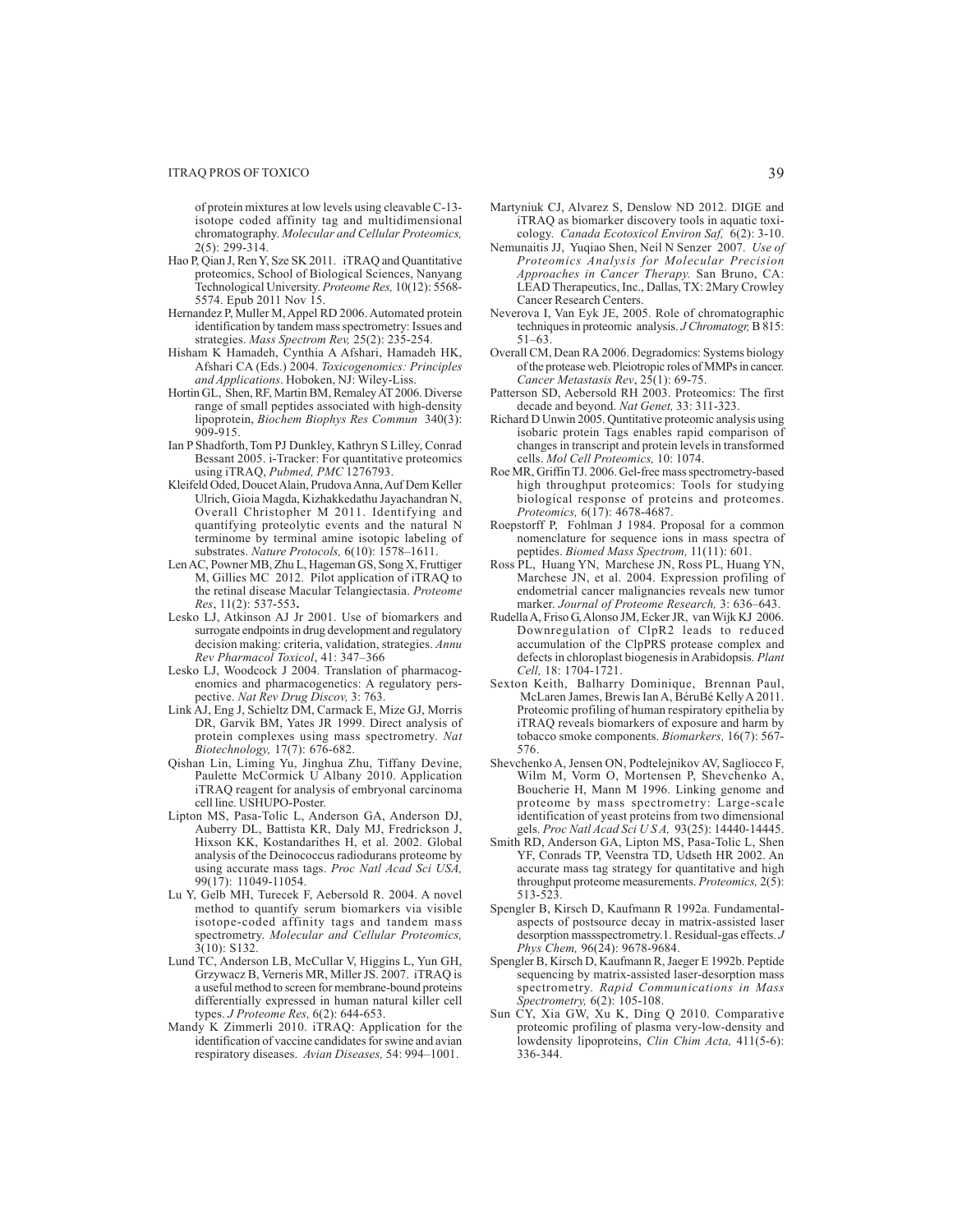of protein mixtures at low levels using cleavable C-13-isotope coded affinity tag and multidimensional chromatography. *Molecular and Cellular Proteomics,* 2(5): 299-314.

Hao P, Qian J, Ren Y, Sze SK 2011. iTRAQ and Quantitative proteomics, School of Biological Sciences, Nanyang Technological University. *Proteome Res,* 10(12): 5568-5574. Epub 2011 Nov 15.

Hernandez P, Muller M, Appel RD 2006. Automated protein identification by tandem mass spectrometry: Issues and strategies. *Mass Spectrom Rev,* 25(2): 235-254.

Hisham K Hamadeh, Cynthia A Afshari, Hamadeh HK, Afshari CA (Eds.) 2004. *Toxicogenomics: Principles and Applications.* Hoboken, NJ: Wiley-Liss.

Hortin GL, Shen, RF, Martin BM, Remaley AT 2006. Diverse range of small peptides associated with high-density lipoprotein, *Biochem Biophys Res Commun* 340(3): 909-915.

Ian P Shadforth, Tom PJ Dunkley, Kathryn S Lilley, Conrad Bessant 2005. i-Tracker: For quantitative proteomics using iTRAQ, *Pubmed, PMC* 1276793.

Kleifeld Oded, Doucet Alain, Prudova Anna, Auf Dem Keller Ulrich, Gioia Magda, Kizhakkedathu Jayachandran N, Overall Christopher M 2011. Identifying and quantifying proteolytic events and the natural N terminome by terminal amine isotopic labeling of substrates. *Nature Protocols,* 6(10): 1578–1611.

Len AC, Powner MB, Zhu L, Hageman GS, Song X, Fruttiger M, Gillies MC 2012. Pilot application of iTRAQ to the retinal disease Macular Telangiectasia. *Proteome Res*, 11(2): 537-553**.**

Lesko LJ, Atkinson AJ Jr 2001. Use of biomarkers and surrogate endpoints in drug development and regulatory decision making: criteria, validation, strategies. *Annu Rev Pharmacol Toxicol*, 41: 347–366

Lesko LJ, Woodcock J 2004. Translation of pharmacogenomics and pharmacogenetics: A regulatory perspective. *Nat Rev Drug Discov,* 3: 763.

Link AJ, Eng J, Schieltz DM, Carmack E, Mize GJ, Morris DR, Garvik BM, Yates JR 1999. Direct analysis of protein complexes using mass spectrometry. *Nat Biotechnology,* 17(7): 676-682.

Qishan Lin, Liming Yu, Jinghua Zhu, Tiffany Devine, Paulette McCormick U Albany 2010. Application iTRAQ reagent for analysis of embryonal carcinoma cell line. USHUPO-Poster.

Lipton MS, Pasa-Tolic L, Anderson GA, Anderson DJ, Auberry DL, Battista KR, Daly MJ, Fredrickson J, Hixson KK, Kostandarithes H, et al. 2002. Global analysis of the Deinococcus radiodurans proteome by using accurate mass tags. *Proc Natl Acad Sci USA,* 99(17): 11049-11054.

Lu Y, Gelb MH, Turecek F, Aebersold R. 2004. A novel method to quantify serum biomarkers via visible isotope-coded affinity tags and tandem mass spectrometry. *Molecular and Cellular Proteomics,* 3(10): S132.

Lund TC, Anderson LB, McCullar V, Higgins L, Yun GH, Grzywacz B, Verneris MR, Miller JS. 2007. iTRAQ is a useful method to screen for membrane-bound proteins differentially expressed in human natural killer cell types. *J Proteome Res,* 6(2): 644-653.

Mandy K Zimmerli 2010. iTRAQ: Application for the identification of vaccine candidates for swine and avian respiratory diseases. *Avian Diseases,* 54: 994–1001.

Martyniuk CJ, Alvarez S, Denslow ND 2012. DIGE and iTRAQ as biomarker discovery tools in aquatic toxicology. *Canada Ecotoxicol Environ Saf,* 6(2): 3-10.

Nemunaitis JJ, Yuqiao Shen, Neil N Senzer 2007. *Use of Proteomics Analysis for Molecular Precision Approaches in Cancer Therapy.* San Bruno, CA: LEAD Therapeutics, Inc., Dallas, TX: 2Mary Crowley Cancer Research Centers.

Neverova I, Van Eyk JE, 2005. Role of chromatographic techniques in proteomic analysis. *J Chromatogr,* B 815: 51–63.

Overall CM, Dean RA 2006. Degradomics: Systems biology of the protease web. Pleiotropic roles of MMPs in cancer. *Cancer Metastasis Rev*, 25(1): 69-75.

Patterson SD, Aebersold RH 2003. Proteomics: The first decade and beyond. *Nat Genet,* 33: 311-323.

Richard D Unwin 2005. Quntitative proteomic analysis using isobaric protein Tags enables rapid comparison of changes in transcript and protein levels in transformed cells. *Mol Cell Proteomics,* 10: 1074.

Roe MR, Griffin TJ. 2006. Gel-free mass spectrometry-based high throughput proteomics: Tools for studying biological response of proteins and proteomes. *Proteomics,* 6(17): 4678-4687.

Roepstorff P, Fohlman J 1984. Proposal for a common nomenclature for sequence ions in mass spectra of peptides. *Biomed Mass Spectrom,* 11(11): 601.

Ross PL, Huang YN, Marchese JN, Ross PL, Huang YN, Marchese JN, et al. 2004. Expression profiling of endometrial cancer malignancies reveals new tumor marker. *Journal of Proteome Research,* 3: 636–643.

Rudella A, Friso G, Alonso JM, Ecker JR, van Wijk KJ 2006. Downregulation of ClpR2 leads to reduced accumulation of the ClpPRS protease complex and defects in chloroplast biogenesis in Arabidopsis. *Plant Cell,* 18: 1704-1721.

Sexton Keith, Balharry Dominique, Brennan Paul, McLaren James, Brewis Ian A, BéruBé Kelly A 2011. Proteomic profiling of human respiratory epithelia by iTRAQ reveals biomarkers of exposure and harm by tobacco smoke components. *Biomarkers,* 16(7): 567-576.

Shevchenko A, Jensen ON, Podtelejnikov AV, Sagliocco F, Wilm M, Vorm O, Mortensen P, Shevchenko A, Boucherie H, Mann M 1996. Linking genome and proteome by mass spectrometry: Large-scale identification of yeast proteins from two dimensional gels. *Proc Natl Acad Sci U S A,* 93(25): 14440-14445.

Smith RD, Anderson GA, Lipton MS, Pasa-Tolic L, Shen YF, Conrads TP, Veenstra TD, Udseth HR 2002. An accurate mass tag strategy for quantitative and high throughput proteome measurements. *Proteomics,* 2(5): 513-523.

Spengler B, Kirsch D, Kaufmann R 1992a. Fundamental-aspects of postsource decay in matrix-assisted laser desorption massspectrometry.1. Residual-gas effects. *J Phys Chem,* 96(24): 9678-9684.

Spengler B, Kirsch D, Kaufmann R, Jaeger E 1992b. Peptide sequencing by matrix-assisted laser-desorption mass spectrometry. *Rapid Communications in Mass Spectrometry,* 6(2): 105-108.

Sun CY, Xia GW, Xu K, Ding Q 2010. Comparative proteomic profiling of plasma very-low-density and lowdensity lipoproteins, *Clin Chim Acta,* 411(5-6): 336-344.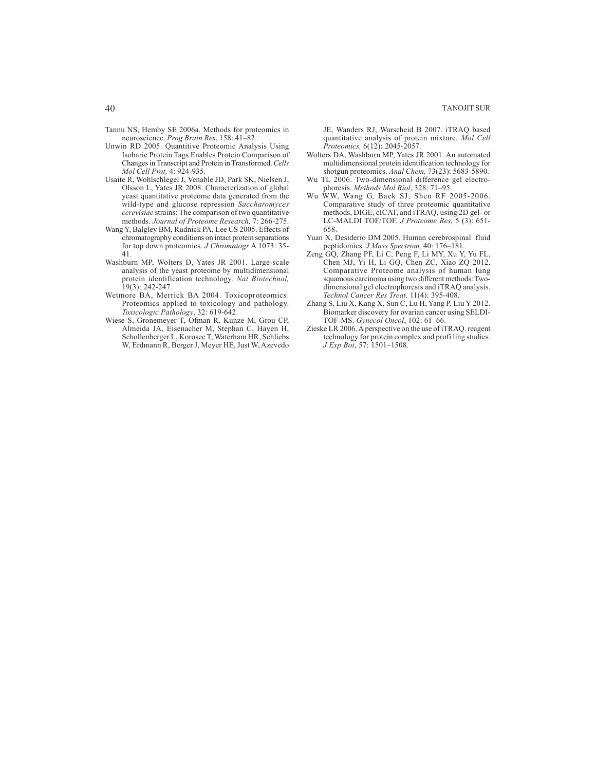Tannu NS, Hemby SE 2006a. Methods for proteomics in neuroscience. *Prog Brain Res*, 158: 41–82.

Unwin RD 2005. Quantitive Proteomic Analysis Using Isobaric Protein Tags Enables Protein Comparison of Changes in Transcript and Protein in Transformed. *Cells Mol Cell Prot,* 4: 924-935.

Usaite R, Wohlschlegel J, Venable JD, Park SK, Nielsen J, Olsson L, Yates JR 2008. Characterization of global yeast quantitative proteome data generated from the wild-type and glucose repression *Saccharomyces cerevisiae* strains: The comparison of two quantitative methods. *Journal of Proteome Research,* 7: 266-275.

Wang Y, Balgley BM, Rudnick PA, Lee CS 2005. Effects of chromatography conditions on intact protein separations for top down proteomics. *J Chromatogr* A 1073: 35-41.

Washburn MP, Wolters D, Yates JR 2001. Large-scale analysis of the yeast proteome by multidimensional protein identification technology. *Nat Biotechnol,* 19(3): 242-247.

Wetmore BA, Merrick BA 2004. Toxicoproteomics: Proteomics applied to toxicology and pathology. *Toxicologic Pathology*, 32: 619-642.

Wiese S, Gronemeyer T, Ofman R, Kunze M, Grou CP, Almeida JA, Eisenacher M, Stephan C, Hayen H, Schollenberger L, Korosec T, Waterham HR, Schliebs W, Erdmann R, Berger J, Meyer HE, Just W, Azevedo JE, Wanders RJ, Warscheid B 2007. iTRAQ based quantitative analysis of protein mixture. *Mol Cell Proteomics,* 6(12): 2045-2057.

Wolters DA, Washburn MP, Yates JR 2001. An automated multidimensional protein identification technology for shotgun proteomics. *Anal Chem,* 73(23): 5683-5890.

Wu TL 2006. Two-dimensional difference gel electrophoresis. *Methods Mol Biol*, 328: 71–95.

Wu WW, Wang G, Baek SJ, Shen RF 2005-2006. Comparative study of three proteomic quantitative methods, DIGE, cICAT, and iTRAQ, using 2D gel- or LC-MALDI TOF/TOF. *J Proteome Res*, 5 (3): 651-658.

Yuan X, Desiderio DM 2005. Human cerebrospinal fluid peptidomics. *J Mass Spectrom,* 40: 176–181.

Zeng GQ, Zhang PF, Li C, Peng F, Li MY, Xu Y, Yu FL, Chen MJ, Yi H, Li GQ, Chen ZC, Xiao ZQ 2012. Comparative Proteome analysis of human lung squamous carcinoma using two different methods: Two-dimensional gel electrophoresis and iTRAQ analysis. *Technol Cancer Res Treat,* 11(4): 395-408.

Zhang S, Liu X, Kang X, Sun C, Lu H, Yang P, Liu Y 2012. Biomarker discovery for ovarian cancer using SELDI-TOF-MS. *Gynecol Oncol*, 102: 61–66.

Zieske LR 2006. A perspective on the use of iTRAQ. reagent technology for protein complex and profi ling studies. *J Exp Bot*, 57: 1501–1508.